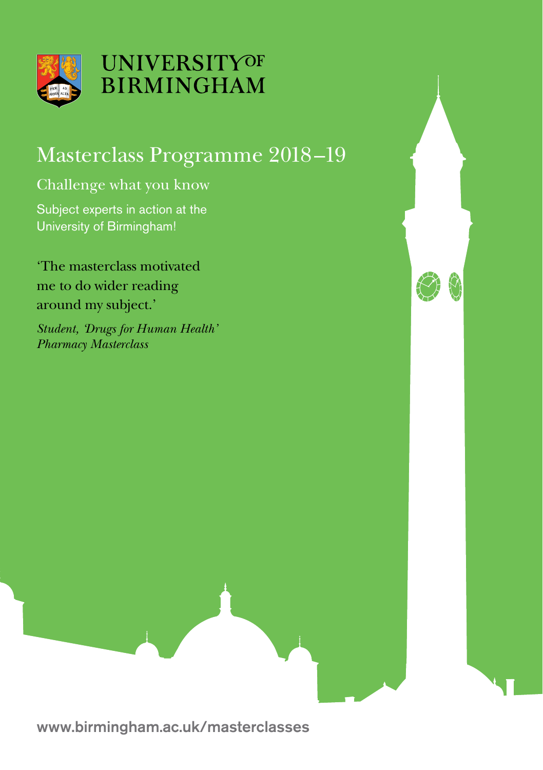UNIVERSITY OF BIRMINGHAM

# Masterclass Programme 2018–19

## Challenge what you know

Subject experts in action at the University of Birmingham!

'The masterclass motivated me to do wider reading around my subject.'

*Student, 'Drugs for Human Health' Pharmacy Masterclass*

www.birmingham.ac.uk/masterclasses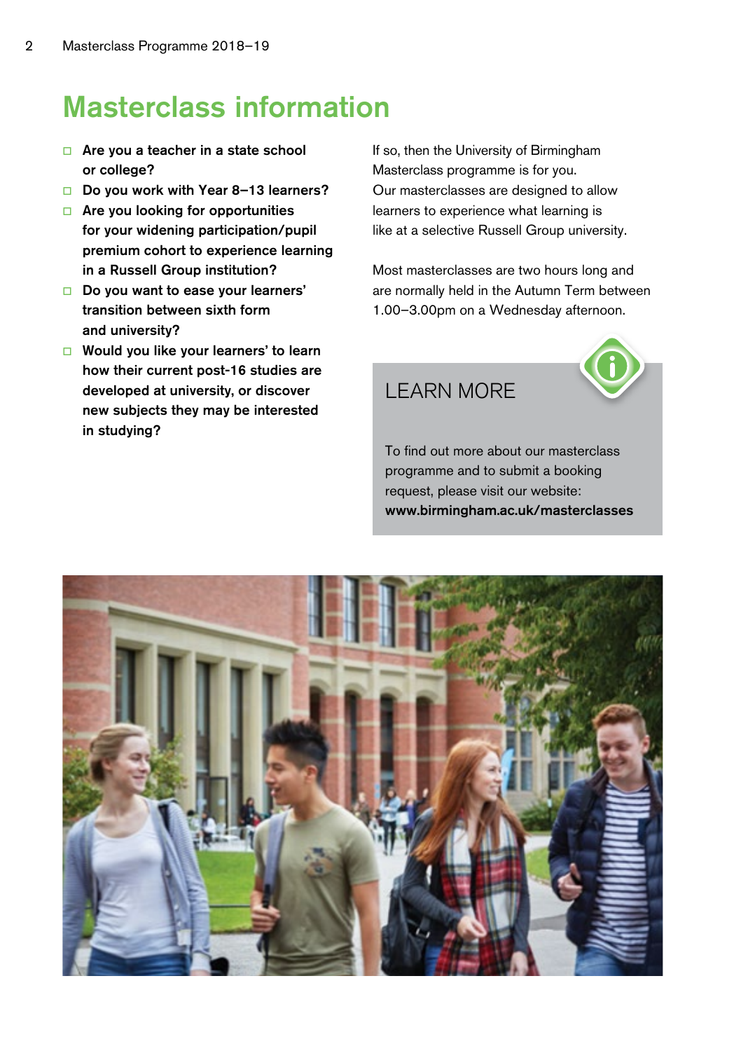# Masterclass information

- **Are you a teacher in a state school or college?**
- **Do you work with Year 8–13 learners?**
- **Are you looking for opportunities for your widening participation/pupil premium cohort to experience learning in a Russell Group institution?**
- **Do you want to ease your learners' transition between sixth form and university?**
- **Would you like your learners' to learn how their current post-16 studies are developed at university, or discover new subjects they may be interested in studying?**

If so, then the University of Birmingham Masterclass programme is for you. Our masterclasses are designed to allow learners to experience what learning is like at a selective Russell Group university.

Most masterclasses are two hours long and are normally held in the Autumn Term between 1.00–3.00pm on a Wednesday afternoon.

## LEARN MORE

To find out more about our masterclass programme and to submit a booking request, please visit our website: **www.birmingham.ac.uk/masterclasses**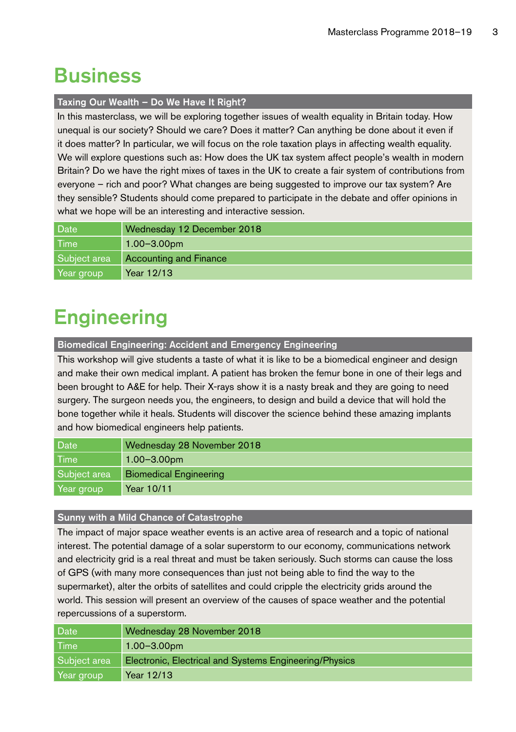# Business

### Taxing Our Wealth – Do We Have It Right?

In this masterclass, we will be exploring together issues of wealth equality in Britain today. How unequal is our society? Should we care? Does it matter? Can anything be done about it even if it does matter? In particular, we will focus on the role taxation plays in affecting wealth equality. We will explore questions such as: How does the UK tax system affect people's wealth in modern Britain? Do we have the right mixes of taxes in the UK to create a fair system of contributions from everyone – rich and poor? What changes are being suggested to improve our tax system? Are they sensible? Students should come prepared to participate in the debate and offer opinions in what we hope will be an interesting and interactive session.

| Date | Wednesday 12 December 2018 |
| --- | --- |
| Time | 1.00–3.00pm |
| Subject area | Accounting and Finance |
| Year group | Year 12/13 |

# Engineering

### Biomedical Engineering: Accident and Emergency Engineering

This workshop will give students a taste of what it is like to be a biomedical engineer and design and make their own medical implant. A patient has broken the femur bone in one of their legs and been brought to A&E for help. Their X-rays show it is a nasty break and they are going to need surgery. The surgeon needs you, the engineers, to design and build a device that will hold the bone together while it heals. Students will discover the science behind these amazing implants and how biomedical engineers help patients.

| Date | Wednesday 28 November 2018 |
| --- | --- |
| Time | 1.00–3.00pm |
| Subject area | Biomedical Engineering |
| Year group | Year 10/11 |

### Sunny with a Mild Chance of Catastrophe

The impact of major space weather events is an active area of research and a topic of national interest. The potential damage of a solar superstorm to our economy, communications network and electricity grid is a real threat and must be taken seriously. Such storms can cause the loss of GPS (with many more consequences than just not being able to find the way to the supermarket), alter the orbits of satellites and could cripple the electricity grids around the world. This session will present an overview of the causes of space weather and the potential repercussions of a superstorm.

| Date | Wednesday 28 November 2018 |
| --- | --- |
| Time | 1.00–3.00pm |
| Subject area | Electronic, Electrical and Systems Engineering/Physics |
| Year group | Year 12/13 |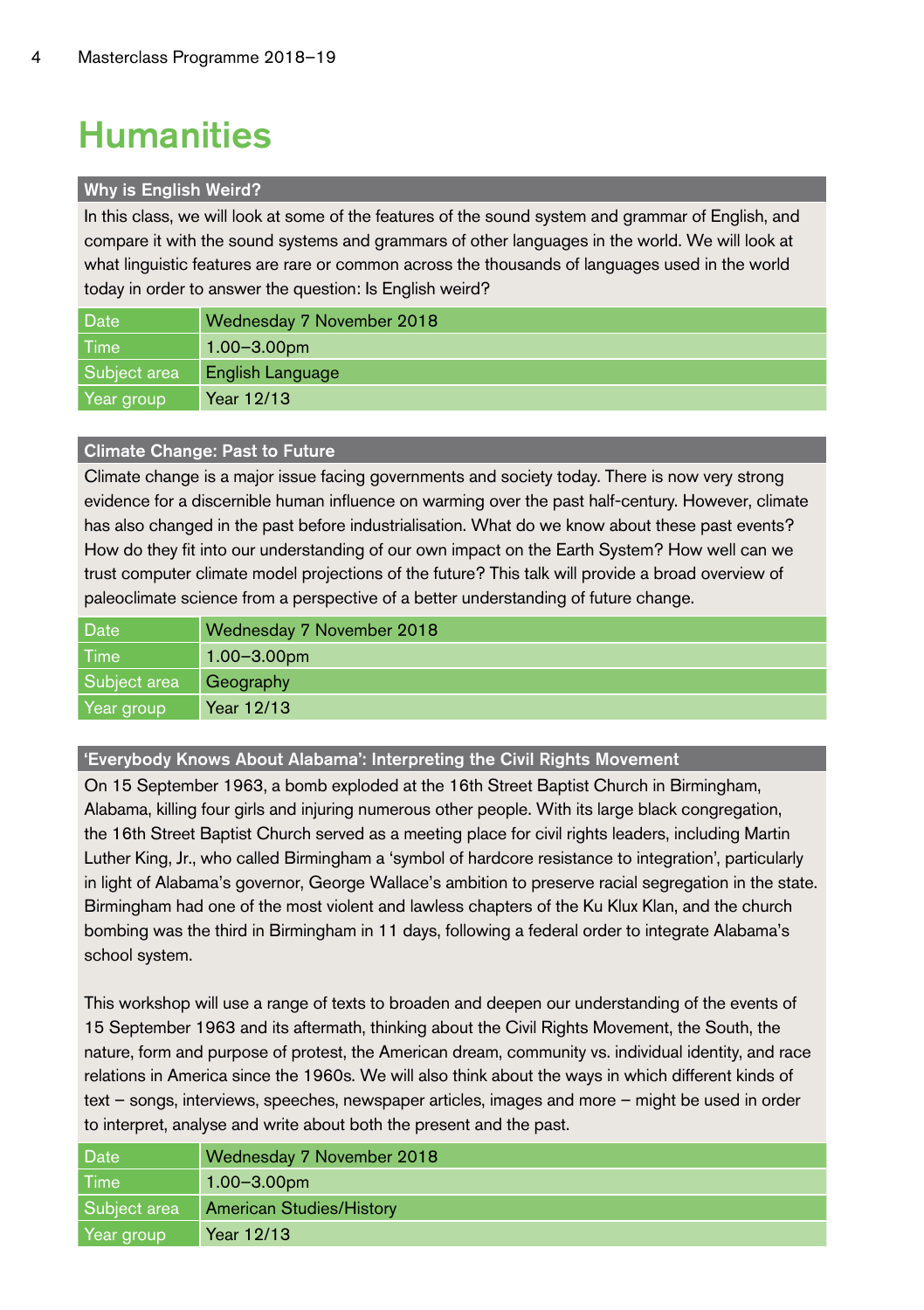# Humanities

## Why is English Weird?

In this class, we will look at some of the features of the sound system and grammar of English, and compare it with the sound systems and grammars of other languages in the world. We will look at what linguistic features are rare or common across the thousands of languages used in the world today in order to answer the question: Is English weird?

| | |
|---|---|
| Date | Wednesday 7 November 2018 |
| Time | 1.00–3.00pm |
| Subject area | English Language |
| Year group | Year 12/13 |

## Climate Change: Past to Future

Climate change is a major issue facing governments and society today. There is now very strong evidence for a discernible human influence on warming over the past half-century. However, climate has also changed in the past before industrialisation. What do we know about these past events? How do they fit into our understanding of our own impact on the Earth System? How well can we trust computer climate model projections of the future? This talk will provide a broad overview of paleoclimate science from a perspective of a better understanding of future change.

| | |
|---|---|
| Date | Wednesday 7 November 2018 |
| Time | 1.00–3.00pm |
| Subject area | Geography |
| Year group | Year 12/13 |

## 'Everybody Knows About Alabama': Interpreting the Civil Rights Movement

On 15 September 1963, a bomb exploded at the 16th Street Baptist Church in Birmingham, Alabama, killing four girls and injuring numerous other people. With its large black congregation, the 16th Street Baptist Church served as a meeting place for civil rights leaders, including Martin Luther King, Jr., who called Birmingham a 'symbol of hardcore resistance to integration', particularly in light of Alabama's governor, George Wallace's ambition to preserve racial segregation in the state. Birmingham had one of the most violent and lawless chapters of the Ku Klux Klan, and the church bombing was the third in Birmingham in 11 days, following a federal order to integrate Alabama's school system.

This workshop will use a range of texts to broaden and deepen our understanding of the events of 15 September 1963 and its aftermath, thinking about the Civil Rights Movement, the South, the nature, form and purpose of protest, the American dream, community vs. individual identity, and race relations in America since the 1960s. We will also think about the ways in which different kinds of text – songs, interviews, speeches, newspaper articles, images and more – might be used in order to interpret, analyse and write about both the present and the past.

| | |
|---|---|
| Date | Wednesday 7 November 2018 |
| Time | 1.00–3.00pm |
| Subject area | American Studies/History |
| Year group | Year 12/13 |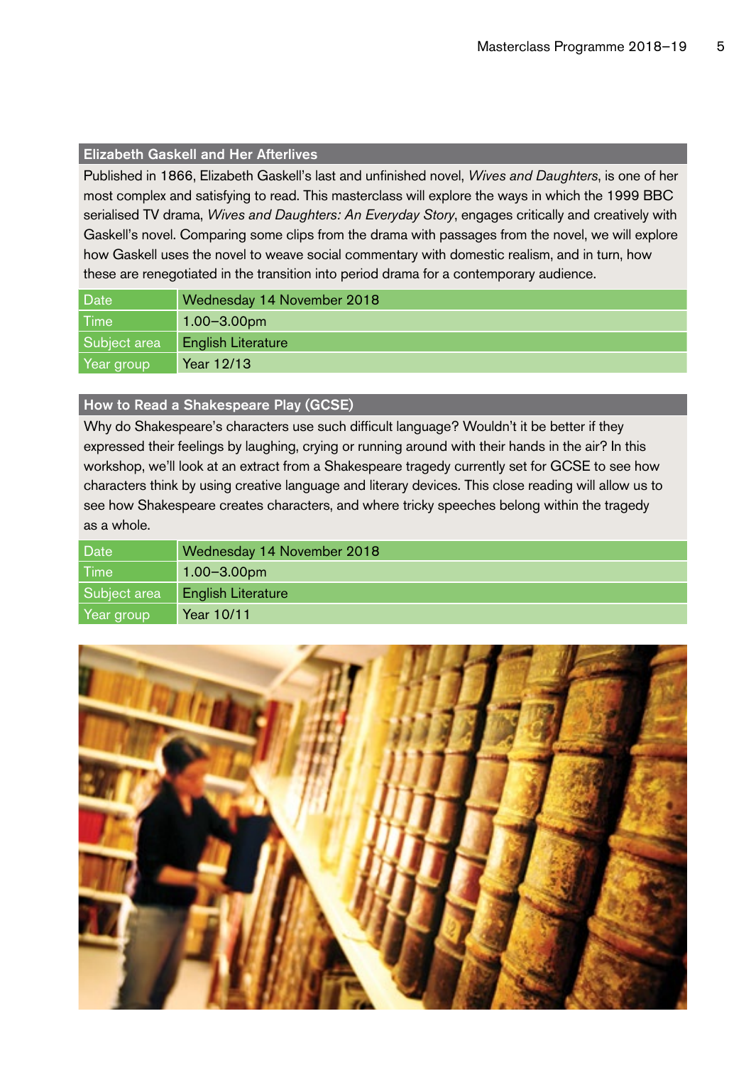## Elizabeth Gaskell and Her Afterlives

Published in 1866, Elizabeth Gaskell's last and unfinished novel, *Wives and Daughters*, is one of her most complex and satisfying to read. This masterclass will explore the ways in which the 1999 BBC serialised TV drama, *Wives and Daughters: An Everyday Story*, engages critically and creatively with Gaskell's novel. Comparing some clips from the drama with passages from the novel, we will explore how Gaskell uses the novel to weave social commentary with domestic realism, and in turn, how these are renegotiated in the transition into period drama for a contemporary audience.

| | |
|---|---|
| Date | Wednesday 14 November 2018 |
| Time | 1.00–3.00pm |
| Subject area | English Literature |
| Year group | Year 12/13 |

## How to Read a Shakespeare Play (GCSE)

Why do Shakespeare's characters use such difficult language? Wouldn't it be better if they expressed their feelings by laughing, crying or running around with their hands in the air? In this workshop, we'll look at an extract from a Shakespeare tragedy currently set for GCSE to see how characters think by using creative language and literary devices. This close reading will allow us to see how Shakespeare creates characters, and where tricky speeches belong within the tragedy as a whole.

| | |
|---|---|
| Date | Wednesday 14 November 2018 |
| Time | 1.00–3.00pm |
| Subject area | English Literature |
| Year group | Year 10/11 |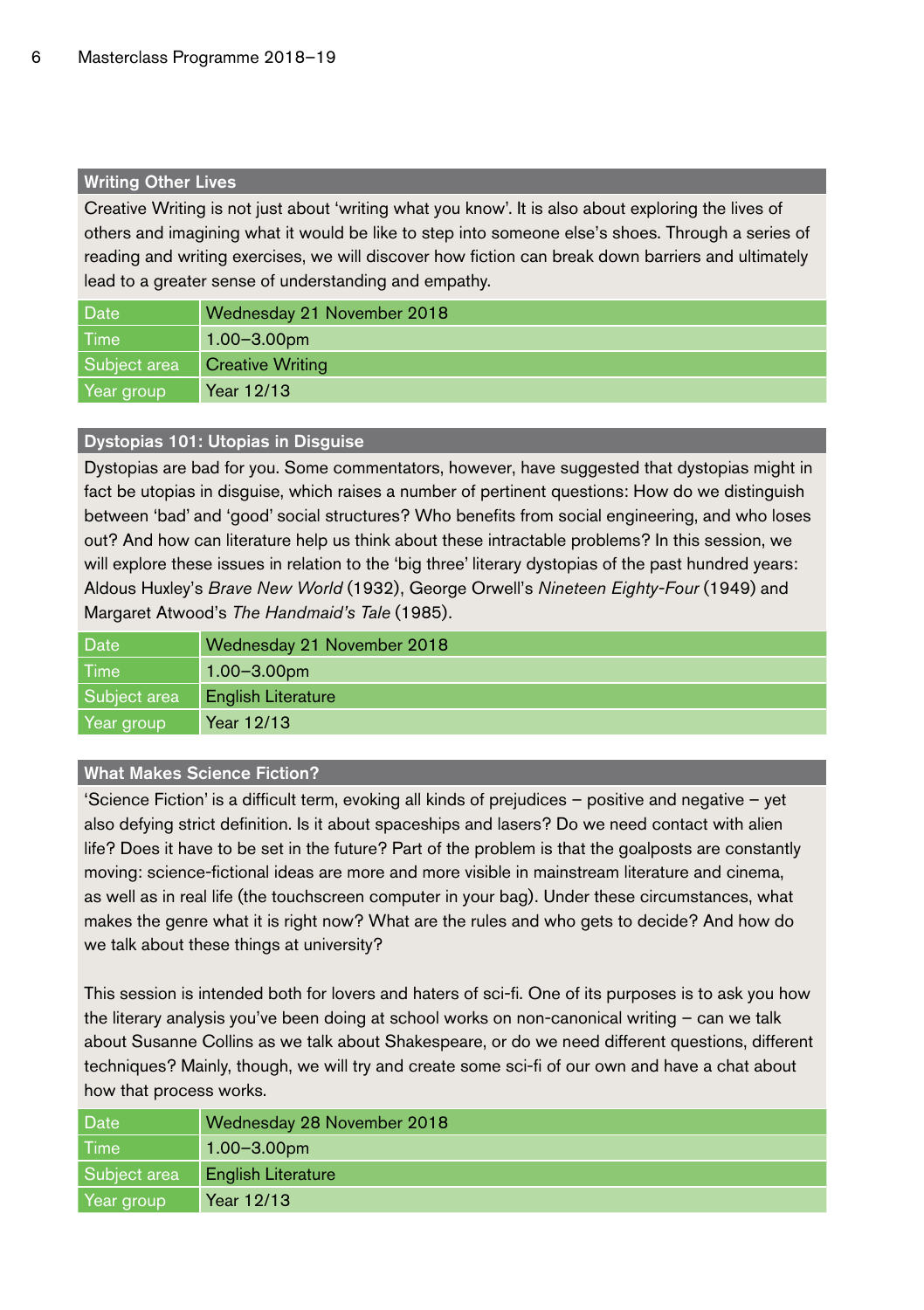## Writing Other Lives

Creative Writing is not just about 'writing what you know'. It is also about exploring the lives of others and imagining what it would be like to step into someone else's shoes. Through a series of reading and writing exercises, we will discover how fiction can break down barriers and ultimately lead to a greater sense of understanding and empathy.

| Date | Wednesday 21 November 2018 |
|---|---|
| Time | 1.00–3.00pm |
| Subject area | Creative Writing |
| Year group | Year 12/13 |

## Dystopias 101: Utopias in Disguise

Dystopias are bad for you. Some commentators, however, have suggested that dystopias might in fact be utopias in disguise, which raises a number of pertinent questions: How do we distinguish between 'bad' and 'good' social structures? Who benefits from social engineering, and who loses out? And how can literature help us think about these intractable problems? In this session, we will explore these issues in relation to the 'big three' literary dystopias of the past hundred years: Aldous Huxley's *Brave New World* (1932), George Orwell's *Nineteen Eighty-Four* (1949) and Margaret Atwood's *The Handmaid's Tale* (1985).

| Date | Wednesday 21 November 2018 |
|---|---|
| Time | 1.00–3.00pm |
| Subject area | English Literature |
| Year group | Year 12/13 |

## What Makes Science Fiction?

'Science Fiction' is a difficult term, evoking all kinds of prejudices – positive and negative – yet also defying strict definition. Is it about spaceships and lasers? Do we need contact with alien life? Does it have to be set in the future? Part of the problem is that the goalposts are constantly moving: science-fictional ideas are more and more visible in mainstream literature and cinema, as well as in real life (the touchscreen computer in your bag). Under these circumstances, what makes the genre what it is right now? What are the rules and who gets to decide? And how do we talk about these things at university?

This session is intended both for lovers and haters of sci-fi. One of its purposes is to ask you how the literary analysis you've been doing at school works on non-canonical writing – can we talk about Susanne Collins as we talk about Shakespeare, or do we need different questions, different techniques? Mainly, though, we will try and create some sci-fi of our own and have a chat about how that process works.

| Date | Wednesday 28 November 2018 |
|---|---|
| Time | 1.00–3.00pm |
| Subject area | English Literature |
| Year group | Year 12/13 |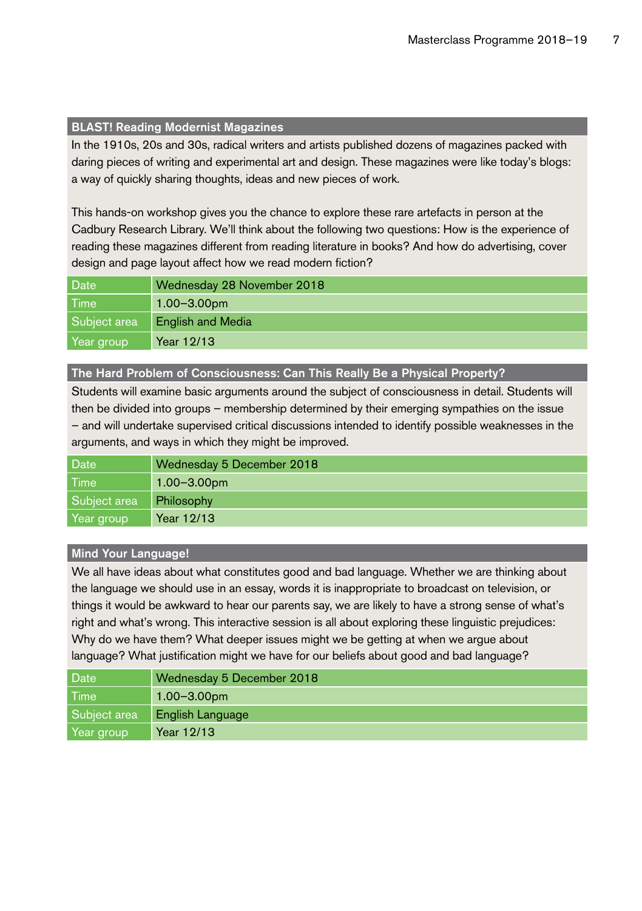## BLAST! Reading Modernist Magazines

In the 1910s, 20s and 30s, radical writers and artists published dozens of magazines packed with daring pieces of writing and experimental art and design. These magazines were like today's blogs: a way of quickly sharing thoughts, ideas and new pieces of work.

This hands-on workshop gives you the chance to explore these rare artefacts in person at the Cadbury Research Library. We'll think about the following two questions: How is the experience of reading these magazines different from reading literature in books? And how do advertising, cover design and page layout affect how we read modern fiction?

| | |
|---|---|
| Date | Wednesday 28 November 2018 |
| Time | 1.00–3.00pm |
| Subject area | English and Media |
| Year group | Year 12/13 |

## The Hard Problem of Consciousness: Can This Really Be a Physical Property?

Students will examine basic arguments around the subject of consciousness in detail. Students will then be divided into groups – membership determined by their emerging sympathies on the issue – and will undertake supervised critical discussions intended to identify possible weaknesses in the arguments, and ways in which they might be improved.

| | |
|---|---|
| Date | Wednesday 5 December 2018 |
| Time | 1.00–3.00pm |
| Subject area | Philosophy |
| Year group | Year 12/13 |

## Mind Your Language!

We all have ideas about what constitutes good and bad language. Whether we are thinking about the language we should use in an essay, words it is inappropriate to broadcast on television, or things it would be awkward to hear our parents say, we are likely to have a strong sense of what's right and what's wrong. This interactive session is all about exploring these linguistic prejudices: Why do we have them? What deeper issues might we be getting at when we argue about language? What justification might we have for our beliefs about good and bad language?

| | |
|---|---|
| Date | Wednesday 5 December 2018 |
| Time | 1.00–3.00pm |
| Subject area | English Language |
| Year group | Year 12/13 |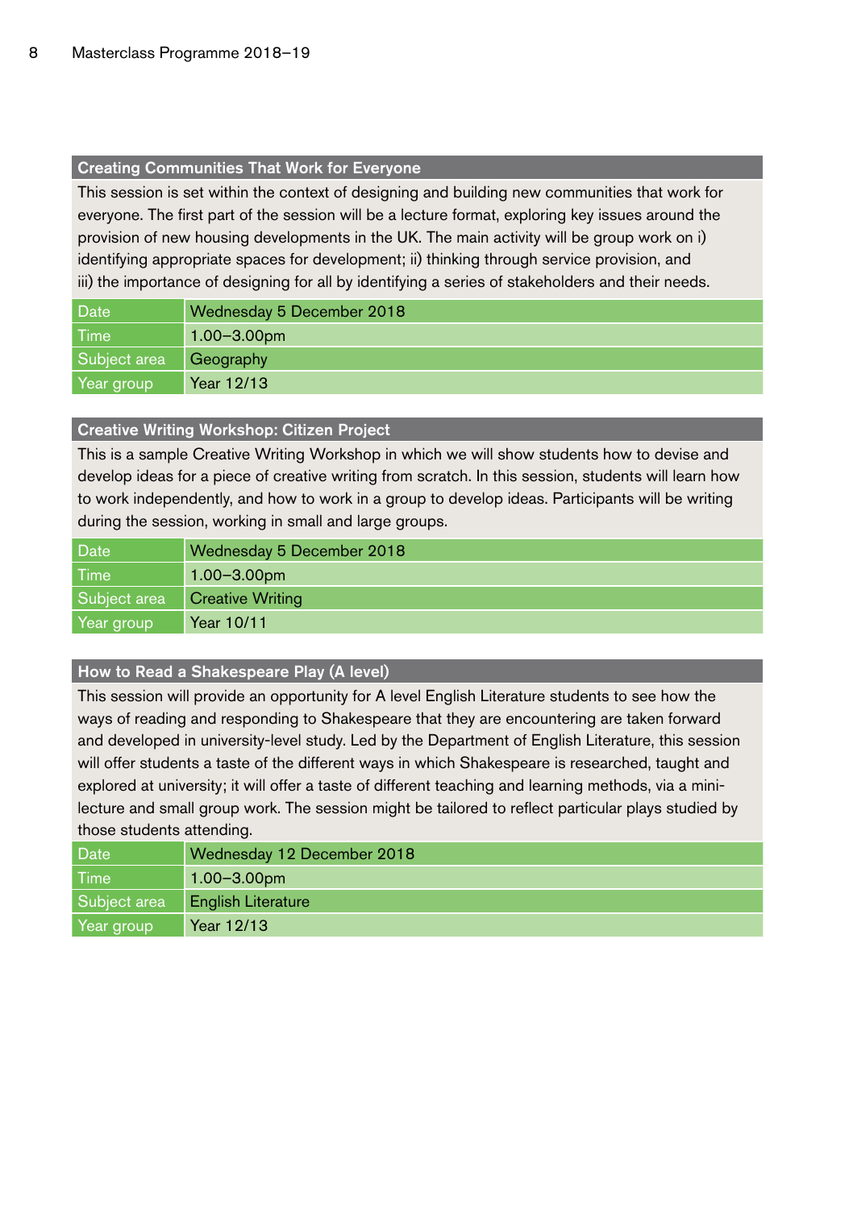## Creating Communities That Work for Everyone

This session is set within the context of designing and building new communities that work for everyone. The first part of the session will be a lecture format, exploring key issues around the provision of new housing developments in the UK. The main activity will be group work on i) identifying appropriate spaces for development; ii) thinking through service provision, and iii) the importance of designing for all by identifying a series of stakeholders and their needs.

| | |
|---|---|
| Date | Wednesday 5 December 2018 |
| Time | 1.00–3.00pm |
| Subject area | Geography |
| Year group | Year 12/13 |

## Creative Writing Workshop: Citizen Project

This is a sample Creative Writing Workshop in which we will show students how to devise and develop ideas for a piece of creative writing from scratch. In this session, students will learn how to work independently, and how to work in a group to develop ideas. Participants will be writing during the session, working in small and large groups.

| | |
|---|---|
| Date | Wednesday 5 December 2018 |
| Time | 1.00–3.00pm |
| Subject area | Creative Writing |
| Year group | Year 10/11 |

## How to Read a Shakespeare Play (A level)

This session will provide an opportunity for A level English Literature students to see how the ways of reading and responding to Shakespeare that they are encountering are taken forward and developed in university-level study. Led by the Department of English Literature, this session will offer students a taste of the different ways in which Shakespeare is researched, taught and explored at university; it will offer a taste of different teaching and learning methods, via a mini-lecture and small group work. The session might be tailored to reflect particular plays studied by those students attending.

| | |
|---|---|
| Date | Wednesday 12 December 2018 |
| Time | 1.00–3.00pm |
| Subject area | English Literature |
| Year group | Year 12/13 |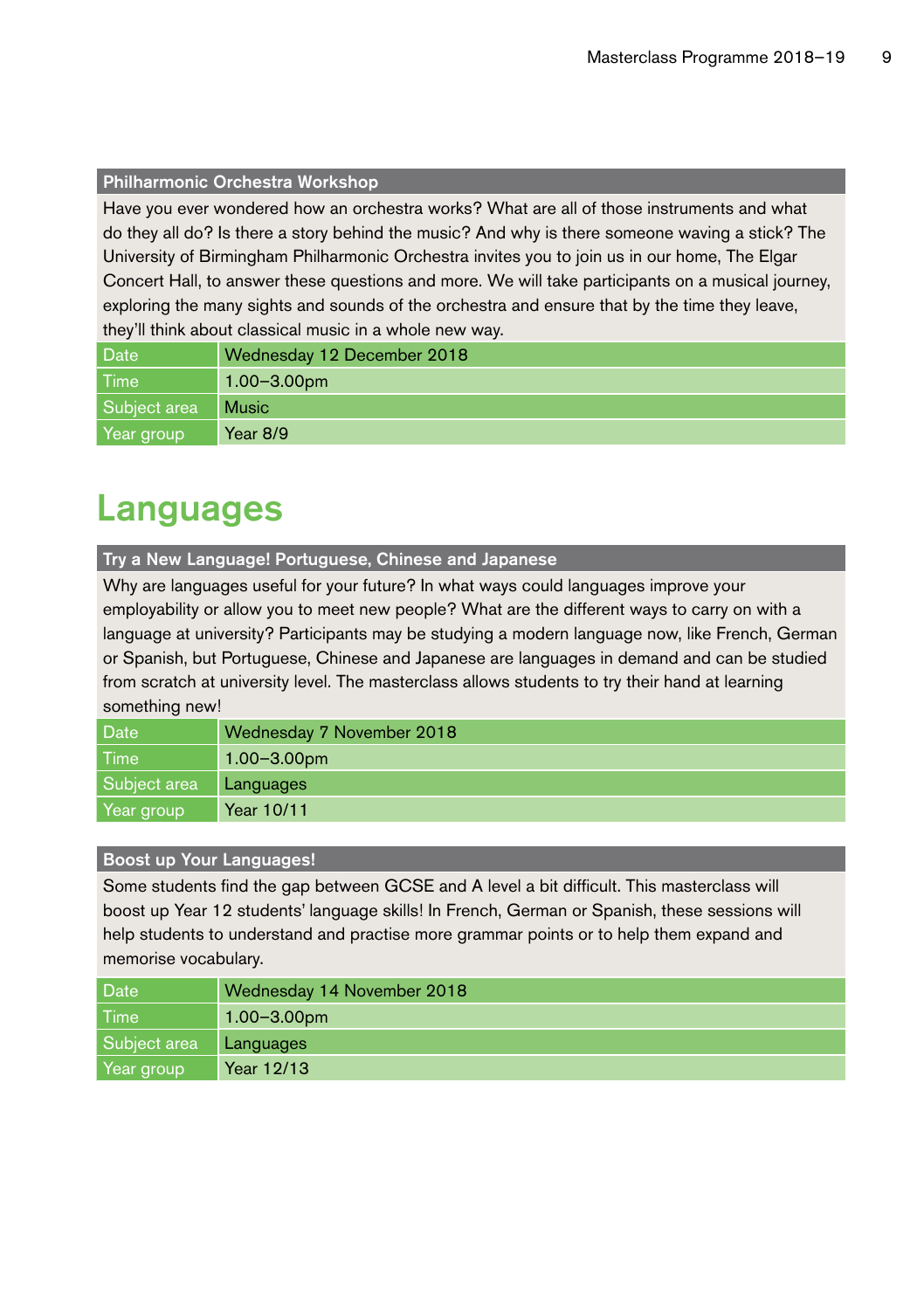### Philharmonic Orchestra Workshop

Have you ever wondered how an orchestra works? What are all of those instruments and what do they all do? Is there a story behind the music? And why is there someone waving a stick? The University of Birmingham Philharmonic Orchestra invites you to join us in our home, The Elgar Concert Hall, to answer these questions and more. We will take participants on a musical journey, exploring the many sights and sounds of the orchestra and ensure that by the time they leave, they'll think about classical music in a whole new way.

| | |
|---|---|
| Date | Wednesday 12 December 2018 |
| Time | 1.00–3.00pm |
| Subject area | Music |
| Year group | Year 8/9 |

## Languages

### Try a New Language! Portuguese, Chinese and Japanese

Why are languages useful for your future? In what ways could languages improve your employability or allow you to meet new people? What are the different ways to carry on with a language at university? Participants may be studying a modern language now, like French, German or Spanish, but Portuguese, Chinese and Japanese are languages in demand and can be studied from scratch at university level. The masterclass allows students to try their hand at learning something new!

| | |
|---|---|
| Date | Wednesday 7 November 2018 |
| Time | 1.00–3.00pm |
| Subject area | Languages |
| Year group | Year 10/11 |

### Boost up Your Languages!

Some students find the gap between GCSE and A level a bit difficult. This masterclass will boost up Year 12 students' language skills! In French, German or Spanish, these sessions will help students to understand and practise more grammar points or to help them expand and memorise vocabulary.

| | |
|---|---|
| Date | Wednesday 14 November 2018 |
| Time | 1.00–3.00pm |
| Subject area | Languages |
| Year group | Year 12/13 |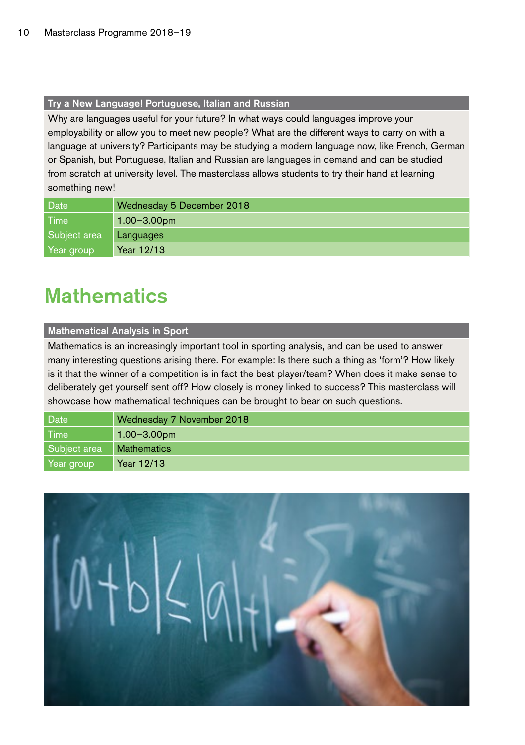### Try a New Language! Portuguese, Italian and Russian

Why are languages useful for your future? In what ways could languages improve your employability or allow you to meet new people? What are the different ways to carry on with a language at university? Participants may be studying a modern language now, like French, German or Spanish, but Portuguese, Italian and Russian are languages in demand and can be studied from scratch at university level. The masterclass allows students to try their hand at learning something new!

| | |
|---|---|
| Date | Wednesday 5 December 2018 |
| Time | 1.00–3.00pm |
| Subject area | Languages |
| Year group | Year 12/13 |

# Mathematics

### Mathematical Analysis in Sport

Mathematics is an increasingly important tool in sporting analysis, and can be used to answer many interesting questions arising there. For example: Is there such a thing as 'form'? How likely is it that the winner of a competition is in fact the best player/team? When does it make sense to deliberately get yourself sent off? How closely is money linked to success? This masterclass will showcase how mathematical techniques can be brought to bear on such questions.

| | |
|---|---|
| Date | Wednesday 7 November 2018 |
| Time | 1.00–3.00pm |
| Subject area | Mathematics |
| Year group | Year 12/13 |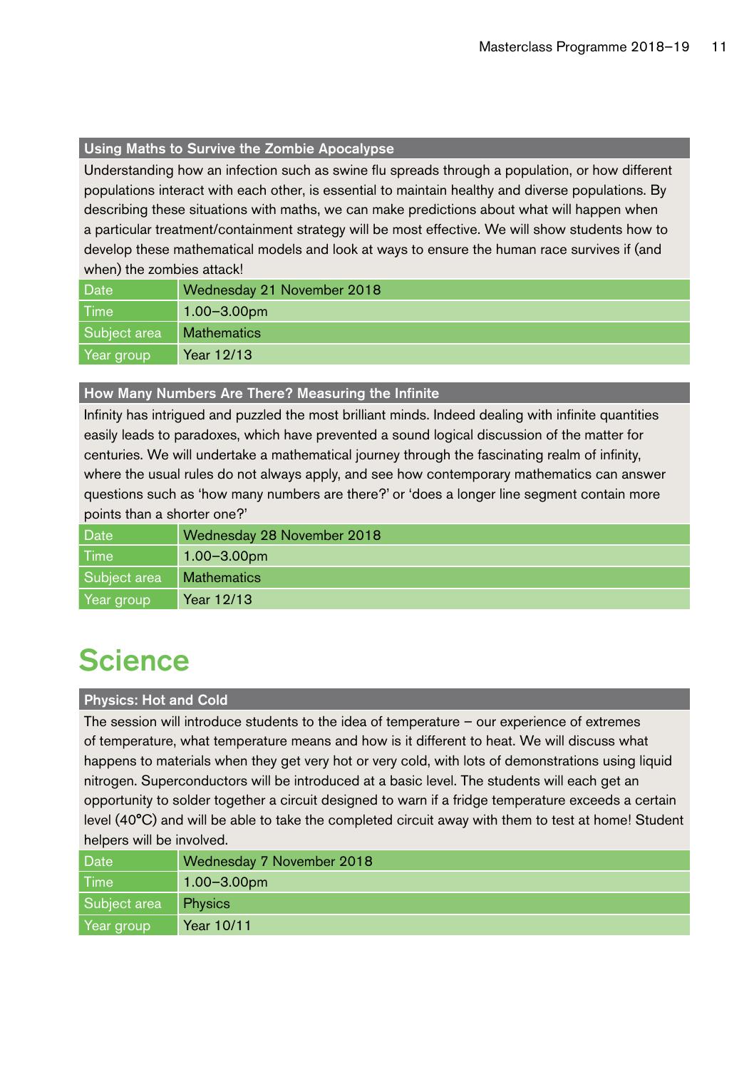### Using Maths to Survive the Zombie Apocalypse

Understanding how an infection such as swine flu spreads through a population, or how different populations interact with each other, is essential to maintain healthy and diverse populations. By describing these situations with maths, we can make predictions about what will happen when a particular treatment/containment strategy will be most effective. We will show students how to develop these mathematical models and look at ways to ensure the human race survives if (and when) the zombies attack!

| | |
|---|---|
| Date | Wednesday 21 November 2018 |
| Time | 1.00–3.00pm |
| Subject area | Mathematics |
| Year group | Year 12/13 |

### How Many Numbers Are There? Measuring the Infinite

Infinity has intrigued and puzzled the most brilliant minds. Indeed dealing with infinite quantities easily leads to paradoxes, which have prevented a sound logical discussion of the matter for centuries. We will undertake a mathematical journey through the fascinating realm of infinity, where the usual rules do not always apply, and see how contemporary mathematics can answer questions such as 'how many numbers are there?' or 'does a longer line segment contain more points than a shorter one?'

| | |
|---|---|
| Date | Wednesday 28 November 2018 |
| Time | 1.00–3.00pm |
| Subject area | Mathematics |
| Year group | Year 12/13 |

# Science

### Physics: Hot and Cold

The session will introduce students to the idea of temperature – our experience of extremes of temperature, what temperature means and how is it different to heat. We will discuss what happens to materials when they get very hot or very cold, with lots of demonstrations using liquid nitrogen. Superconductors will be introduced at a basic level. The students will each get an opportunity to solder together a circuit designed to warn if a fridge temperature exceeds a certain level (40°C) and will be able to take the completed circuit away with them to test at home! Student helpers will be involved.

| | |
|---|---|
| Date | Wednesday 7 November 2018 |
| Time | 1.00–3.00pm |
| Subject area | Physics |
| Year group | Year 10/11 |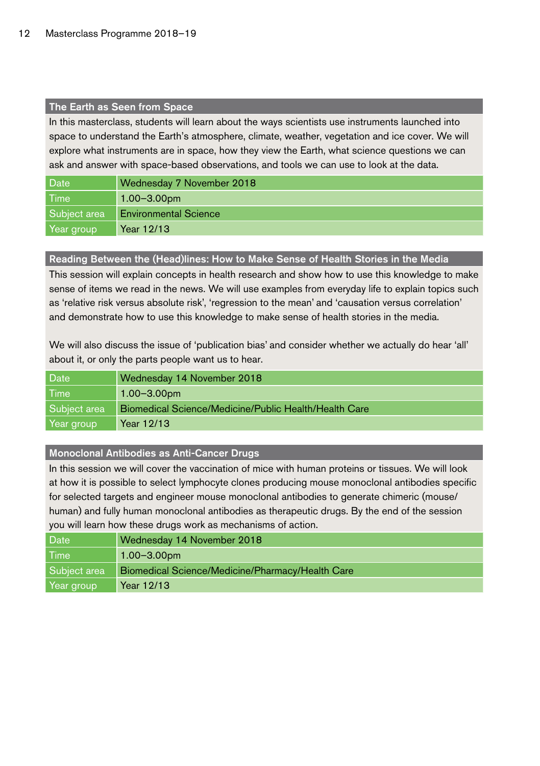## The Earth as Seen from Space

In this masterclass, students will learn about the ways scientists use instruments launched into space to understand the Earth's atmosphere, climate, weather, vegetation and ice cover. We will explore what instruments are in space, how they view the Earth, what science questions we can ask and answer with space-based observations, and tools we can use to look at the data.

| | |
|---|---|
| Date | Wednesday 7 November 2018 |
| Time | 1.00–3.00pm |
| Subject area | Environmental Science |
| Year group | Year 12/13 |

## Reading Between the (Head)lines: How to Make Sense of Health Stories in the Media

This session will explain concepts in health research and show how to use this knowledge to make sense of items we read in the news. We will use examples from everyday life to explain topics such as 'relative risk versus absolute risk', 'regression to the mean' and 'causation versus correlation' and demonstrate how to use this knowledge to make sense of health stories in the media.

We will also discuss the issue of 'publication bias' and consider whether we actually do hear 'all' about it, or only the parts people want us to hear.

| | |
|---|---|
| Date | Wednesday 14 November 2018 |
| Time | 1.00–3.00pm |
| Subject area | Biomedical Science/Medicine/Public Health/Health Care |
| Year group | Year 12/13 |

## Monoclonal Antibodies as Anti-Cancer Drugs

In this session we will cover the vaccination of mice with human proteins or tissues. We will look at how it is possible to select lymphocyte clones producing mouse monoclonal antibodies specific for selected targets and engineer mouse monoclonal antibodies to generate chimeric (mouse/human) and fully human monoclonal antibodies as therapeutic drugs. By the end of the session you will learn how these drugs work as mechanisms of action.

| | |
|---|---|
| Date | Wednesday 14 November 2018 |
| Time | 1.00–3.00pm |
| Subject area | Biomedical Science/Medicine/Pharmacy/Health Care |
| Year group | Year 12/13 |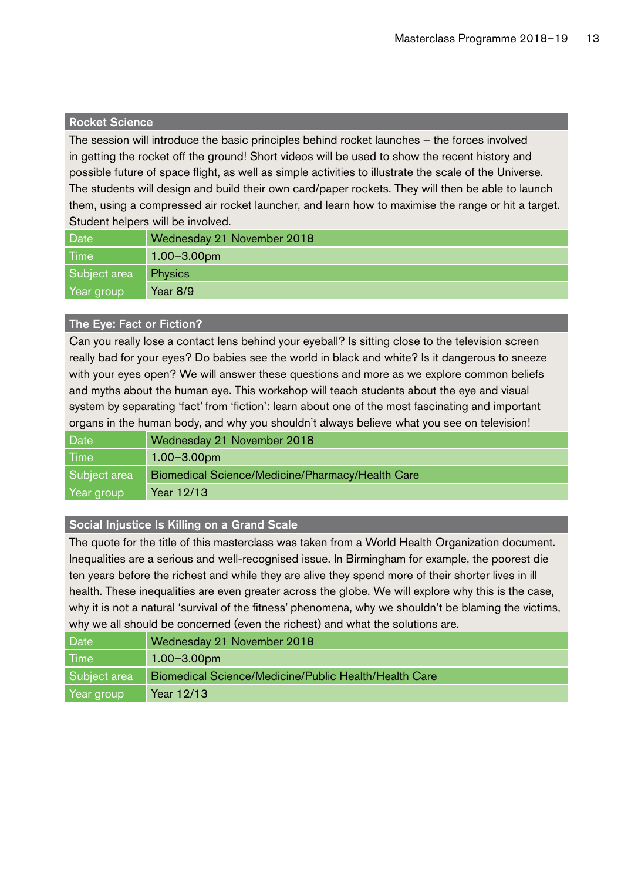## Rocket Science

The session will introduce the basic principles behind rocket launches – the forces involved in getting the rocket off the ground! Short videos will be used to show the recent history and possible future of space flight, as well as simple activities to illustrate the scale of the Universe. The students will design and build their own card/paper rockets. They will then be able to launch them, using a compressed air rocket launcher, and learn how to maximise the range or hit a target. Student helpers will be involved.

| | |
|---|---|
| Date | Wednesday 21 November 2018 |
| Time | 1.00–3.00pm |
| Subject area | Physics |
| Year group | Year 8/9 |

## The Eye: Fact or Fiction?

Can you really lose a contact lens behind your eyeball? Is sitting close to the television screen really bad for your eyes? Do babies see the world in black and white? Is it dangerous to sneeze with your eyes open? We will answer these questions and more as we explore common beliefs and myths about the human eye. This workshop will teach students about the eye and visual system by separating 'fact' from 'fiction': learn about one of the most fascinating and important organs in the human body, and why you shouldn't always believe what you see on television!

| | |
|---|---|
| Date | Wednesday 21 November 2018 |
| Time | 1.00–3.00pm |
| Subject area | Biomedical Science/Medicine/Pharmacy/Health Care |
| Year group | Year 12/13 |

## Social Injustice Is Killing on a Grand Scale

The quote for the title of this masterclass was taken from a World Health Organization document. Inequalities are a serious and well-recognised issue. In Birmingham for example, the poorest die ten years before the richest and while they are alive they spend more of their shorter lives in ill health. These inequalities are even greater across the globe. We will explore why this is the case, why it is not a natural 'survival of the fitness' phenomena, why we shouldn't be blaming the victims, why we all should be concerned (even the richest) and what the solutions are.

| | |
|---|---|
| Date | Wednesday 21 November 2018 |
| Time | 1.00–3.00pm |
| Subject area | Biomedical Science/Medicine/Public Health/Health Care |
| Year group | Year 12/13 |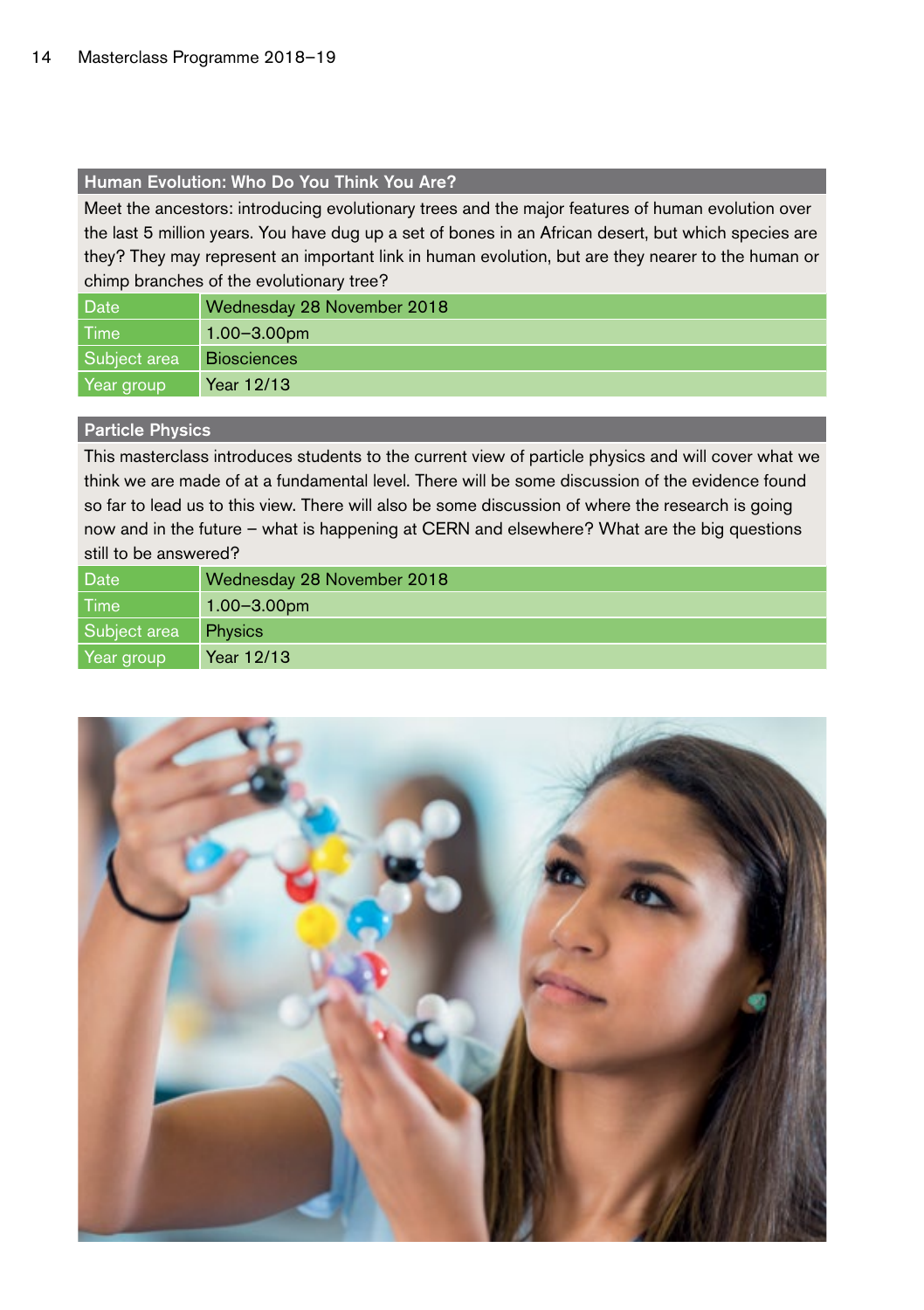## Human Evolution: Who Do You Think You Are?

Meet the ancestors: introducing evolutionary trees and the major features of human evolution over the last 5 million years. You have dug up a set of bones in an African desert, but which species are they? They may represent an important link in human evolution, but are they nearer to the human or chimp branches of the evolutionary tree?

| | |
|---|---|
| Date | Wednesday 28 November 2018 |
| Time | 1.00–3.00pm |
| Subject area | Biosciences |
| Year group | Year 12/13 |

## Particle Physics

This masterclass introduces students to the current view of particle physics and will cover what we think we are made of at a fundamental level. There will be some discussion of the evidence found so far to lead us to this view. There will also be some discussion of where the research is going now and in the future – what is happening at CERN and elsewhere? What are the big questions still to be answered?

| | |
|---|---|
| Date | Wednesday 28 November 2018 |
| Time | 1.00–3.00pm |
| Subject area | Physics |
| Year group | Year 12/13 |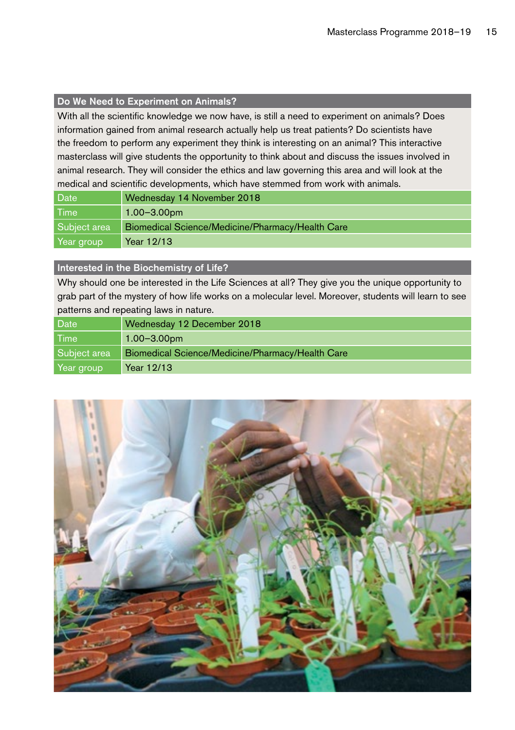## Do We Need to Experiment on Animals?

With all the scientific knowledge we now have, is still a need to experiment on animals? Does information gained from animal research actually help us treat patients? Do scientists have the freedom to perform any experiment they think is interesting on an animal? This interactive masterclass will give students the opportunity to think about and discuss the issues involved in animal research. They will consider the ethics and law governing this area and will look at the medical and scientific developments, which have stemmed from work with animals.

| | |
|---|---|
| Date | Wednesday 14 November 2018 |
| Time | 1.00–3.00pm |
| Subject area | Biomedical Science/Medicine/Pharmacy/Health Care |
| Year group | Year 12/13 |

## Interested in the Biochemistry of Life?

Why should one be interested in the Life Sciences at all? They give you the unique opportunity to grab part of the mystery of how life works on a molecular level. Moreover, students will learn to see patterns and repeating laws in nature.

| | |
|---|---|
| Date | Wednesday 12 December 2018 |
| Time | 1.00–3.00pm |
| Subject area | Biomedical Science/Medicine/Pharmacy/Health Care |
| Year group | Year 12/13 |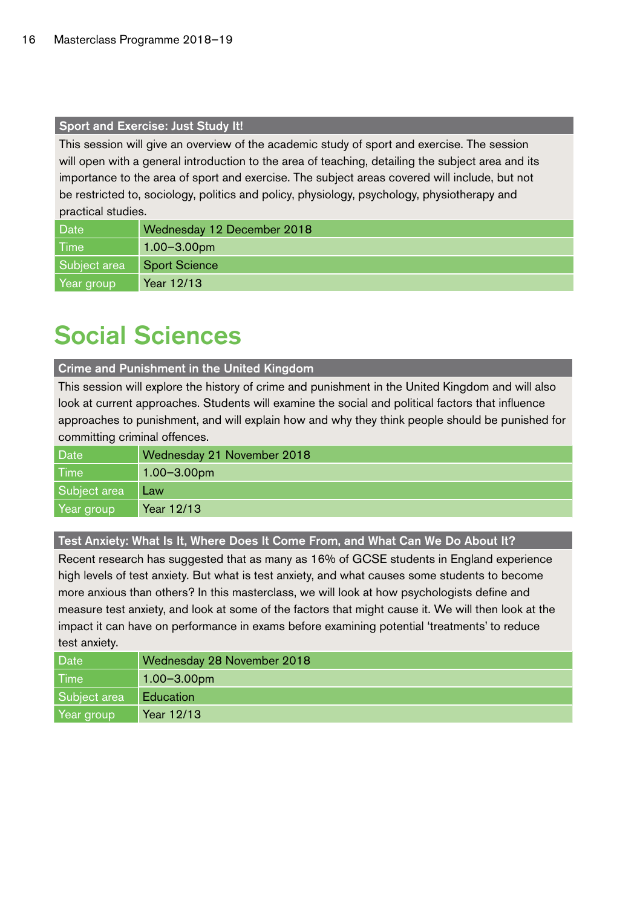### Sport and Exercise: Just Study It!

This session will give an overview of the academic study of sport and exercise. The session will open with a general introduction to the area of teaching, detailing the subject area and its importance to the area of sport and exercise. The subject areas covered will include, but not be restricted to, sociology, politics and policy, physiology, psychology, physiotherapy and practical studies.

| | |
|---|---|
| Date | Wednesday 12 December 2018 |
| Time | 1.00–3.00pm |
| Subject area | Sport Science |
| Year group | Year 12/13 |

## Social Sciences

### Crime and Punishment in the United Kingdom

This session will explore the history of crime and punishment in the United Kingdom and will also look at current approaches. Students will examine the social and political factors that influence approaches to punishment, and will explain how and why they think people should be punished for committing criminal offences.

| | |
|---|---|
| Date | Wednesday 21 November 2018 |
| Time | 1.00–3.00pm |
| Subject area | Law |
| Year group | Year 12/13 |

### Test Anxiety: What Is It, Where Does It Come From, and What Can We Do About It?

Recent research has suggested that as many as 16% of GCSE students in England experience high levels of test anxiety. But what is test anxiety, and what causes some students to become more anxious than others? In this masterclass, we will look at how psychologists define and measure test anxiety, and look at some of the factors that might cause it. We will then look at the impact it can have on performance in exams before examining potential 'treatments' to reduce test anxiety.

| | |
|---|---|
| Date | Wednesday 28 November 2018 |
| Time | 1.00–3.00pm |
| Subject area | Education |
| Year group | Year 12/13 |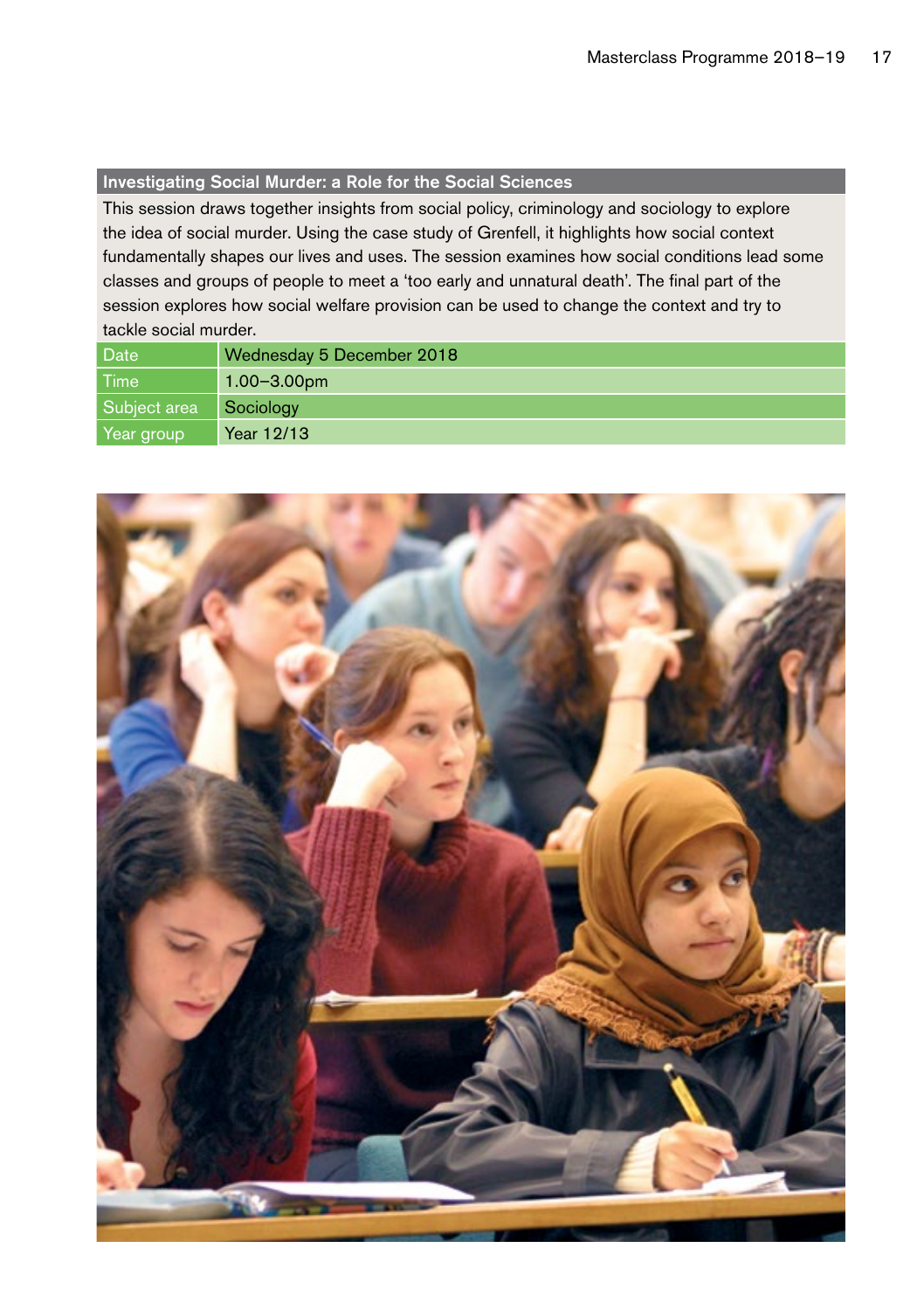## Investigating Social Murder: a Role for the Social Sciences

This session draws together insights from social policy, criminology and sociology to explore the idea of social murder. Using the case study of Grenfell, it highlights how social context fundamentally shapes our lives and uses. The session examines how social conditions lead some classes and groups of people to meet a 'too early and unnatural death'. The final part of the session explores how social welfare provision can be used to change the context and try to tackle social murder.

| | |
|---|---|
| Date | Wednesday 5 December 2018 |
| Time | 1.00–3.00pm |
| Subject area | Sociology |
| Year group | Year 12/13 |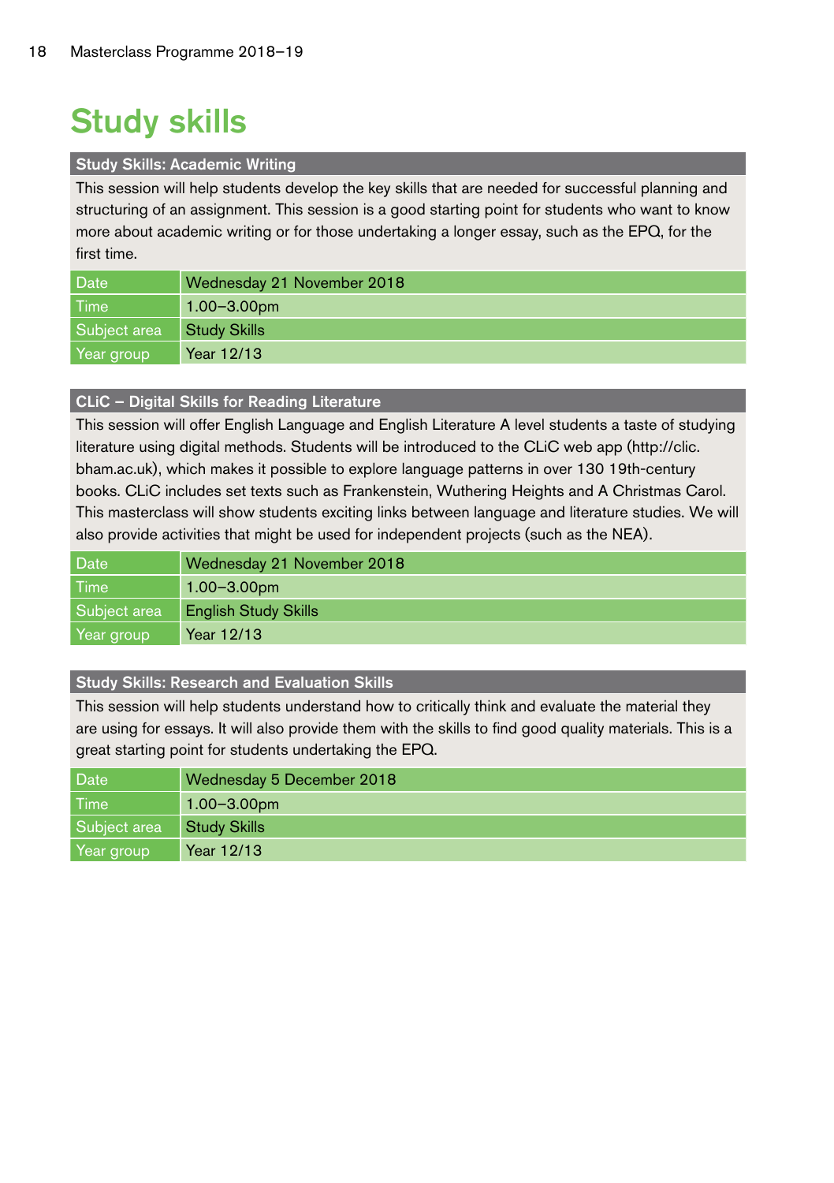# Study skills

### Study Skills: Academic Writing

This session will help students develop the key skills that are needed for successful planning and structuring of an assignment. This session is a good starting point for students who want to know more about academic writing or for those undertaking a longer essay, such as the EPQ, for the first time.

| Date | Wednesday 21 November 2018 |
|---|---|
| Time | 1.00–3.00pm |
| Subject area | Study Skills |
| Year group | Year 12/13 |

### CLiC – Digital Skills for Reading Literature

This session will offer English Language and English Literature A level students a taste of studying literature using digital methods. Students will be introduced to the CLiC web app (http://clic.bham.ac.uk), which makes it possible to explore language patterns in over 130 19th-century books. CLiC includes set texts such as Frankenstein, Wuthering Heights and A Christmas Carol. This masterclass will show students exciting links between language and literature studies. We will also provide activities that might be used for independent projects (such as the NEA).

| Date | Wednesday 21 November 2018 |
|---|---|
| Time | 1.00–3.00pm |
| Subject area | English Study Skills |
| Year group | Year 12/13 |

### Study Skills: Research and Evaluation Skills

This session will help students understand how to critically think and evaluate the material they are using for essays. It will also provide them with the skills to find good quality materials. This is a great starting point for students undertaking the EPQ.

| Date | Wednesday 5 December 2018 |
|---|---|
| Time | 1.00–3.00pm |
| Subject area | Study Skills |
| Year group | Year 12/13 |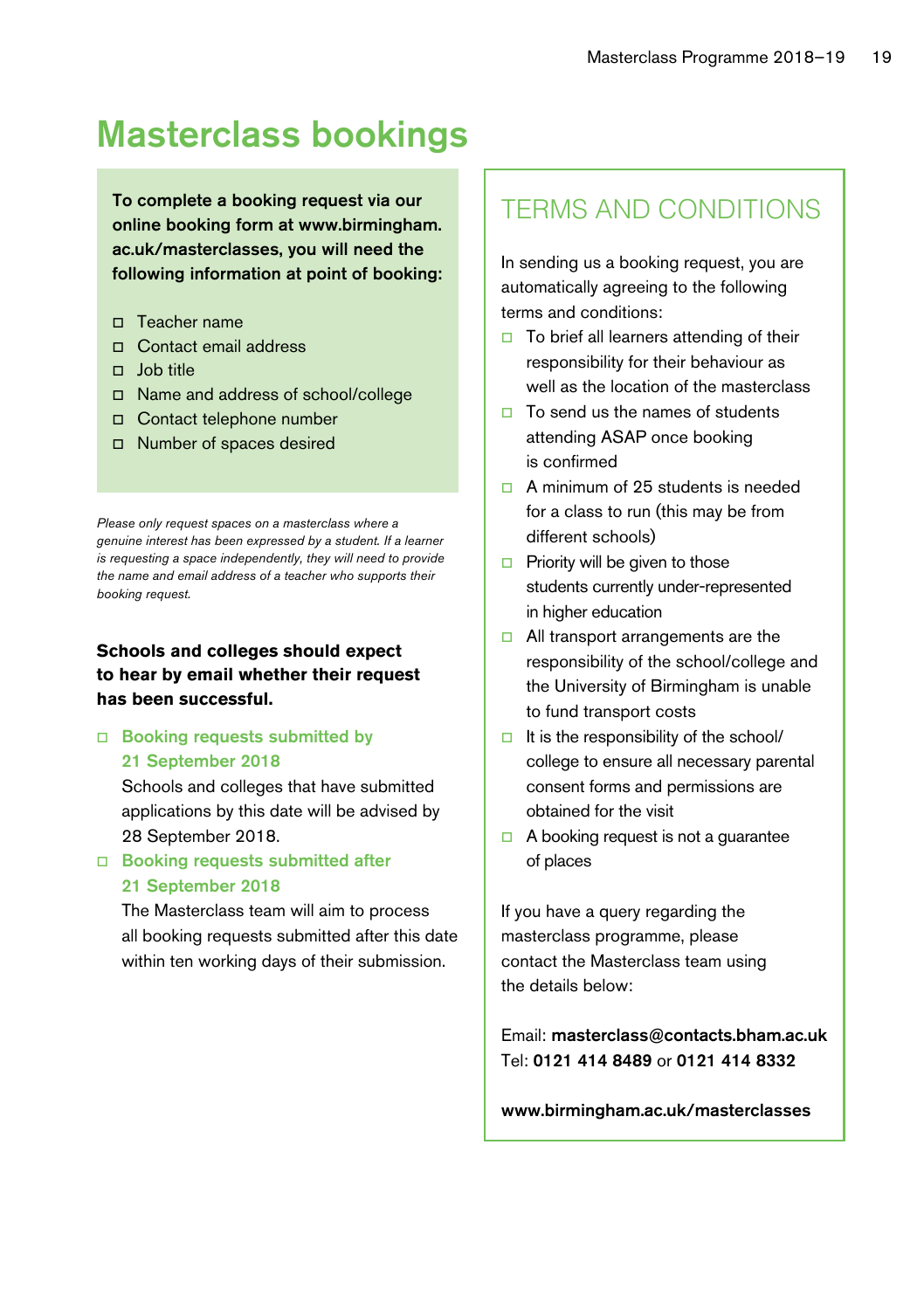# Masterclass bookings

**To complete a booking request via our online booking form at www.birmingham.ac.uk/masterclasses, you will need the following information at point of booking:**

- Teacher name
- Contact email address
- Job title
- Name and address of school/college
- Contact telephone number
- Number of spaces desired

*Please only request spaces on a masterclass where a genuine interest has been expressed by a student. If a learner is requesting a space independently, they will need to provide the name and email address of a teacher who supports their booking request.*

**Schools and colleges should expect to hear by email whether their request has been successful.**

- **Booking requests submitted by 21 September 2018**
  Schools and colleges that have submitted applications by this date will be advised by 28 September 2018.
- **Booking requests submitted after 21 September 2018**
  The Masterclass team will aim to process all booking requests submitted after this date within ten working days of their submission.

## TERMS AND CONDITIONS

In sending us a booking request, you are automatically agreeing to the following terms and conditions:

- To brief all learners attending of their responsibility for their behaviour as well as the location of the masterclass
- To send us the names of students attending ASAP once booking is confirmed
- A minimum of 25 students is needed for a class to run (this may be from different schools)
- Priority will be given to those students currently under-represented in higher education
- All transport arrangements are the responsibility of the school/college and the University of Birmingham is unable to fund transport costs
- It is the responsibility of the school/college to ensure all necessary parental consent forms and permissions are obtained for the visit
- A booking request is not a guarantee of places

If you have a query regarding the masterclass programme, please contact the Masterclass team using the details below:

Email: **masterclass@contacts.bham.ac.uk**
Tel: **0121 414 8489** or **0121 414 8332**

**www.birmingham.ac.uk/masterclasses**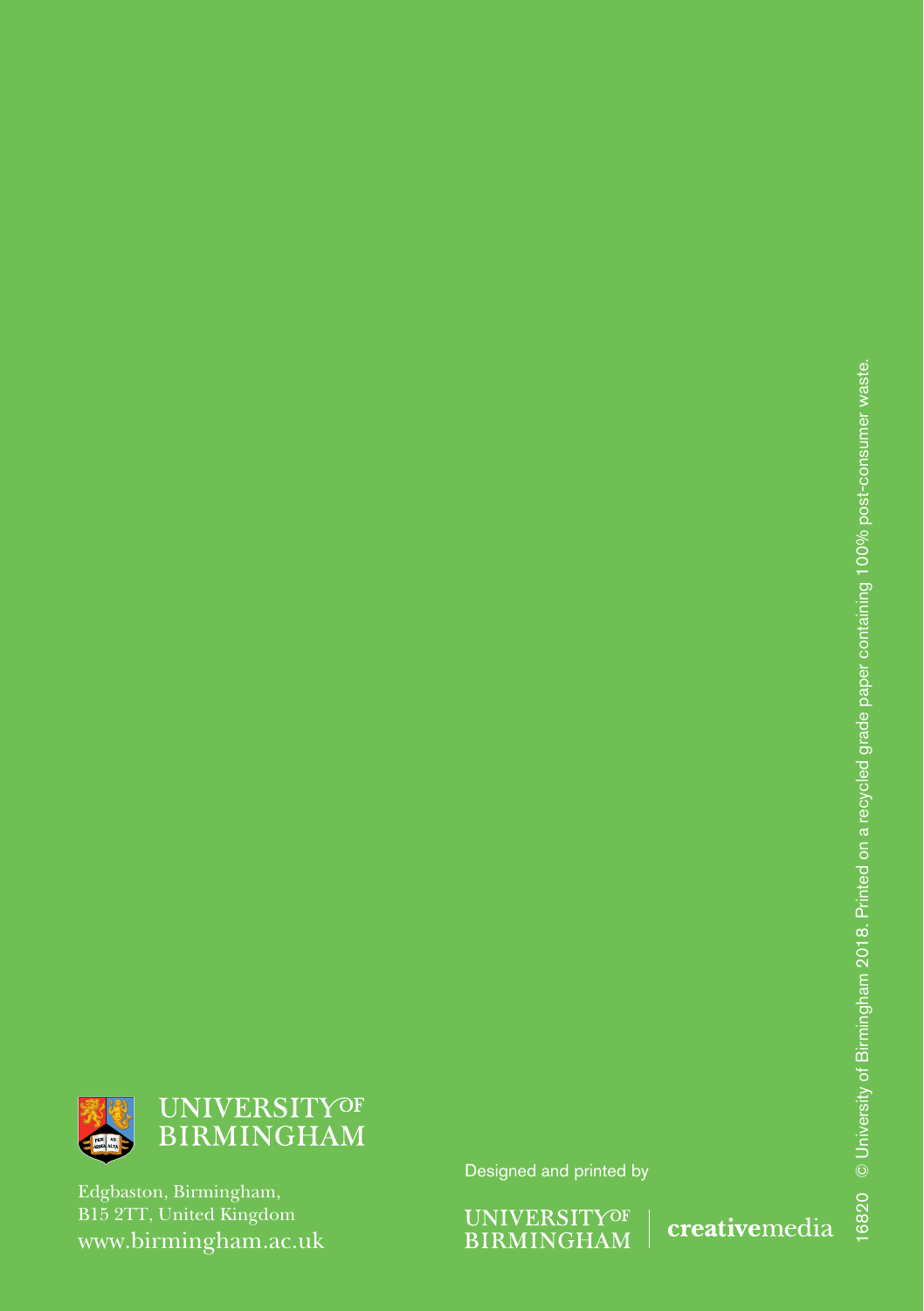UNIVERSITY OF BIRMINGHAM

Edgbaston, Birmingham,
B15 2TT, United Kingdom
www.birmingham.ac.uk

Designed and printed by

UNIVERSITY OF BIRMINGHAM | **creative**media

16820 © University of Birmingham 2018. Printed on a recycled grade paper containing 100% post-consumer waste.